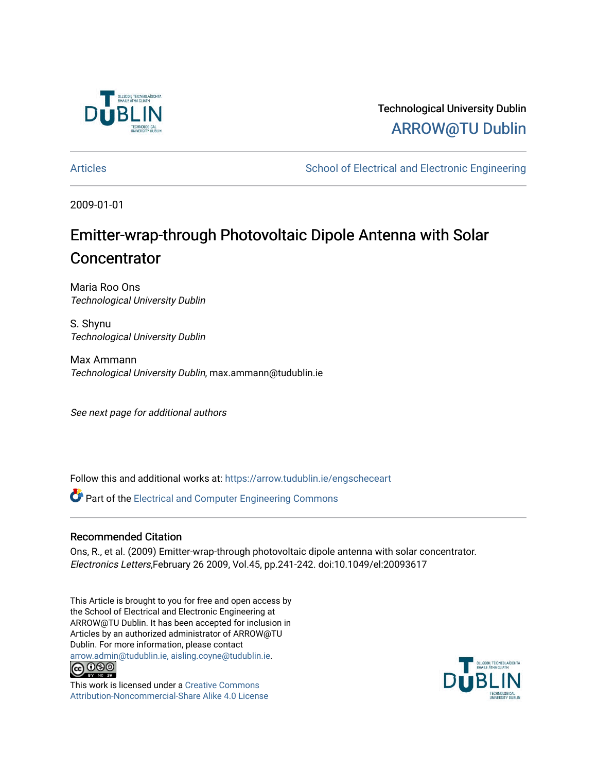Technological University Dublin

ARROW@TU Dublin

Articles

School of Electrical and Electronic Engineering

2009-01-01

# Emitter-wrap-through Photovoltaic Dipole Antenna with Solar Concentrator

Maria Roo Ons
*Technological University Dublin*

S. Shynu
*Technological University Dublin*

Max Ammann
*Technological University Dublin*, max.ammann@tudublin.ie

*See next page for additional authors*

Follow this and additional works at: https://arrow.tudublin.ie/engscheceart

Part of the Electrical and Computer Engineering Commons

## Recommended Citation

Ons, R., et al. (2009) Emitter-wrap-through photovoltaic dipole antenna with solar concentrator. *Electronics Letters*,February 26 2009, Vol.45, pp.241-242. doi:10.1049/el:20093617

This Article is brought to you for free and open access by the School of Electrical and Electronic Engineering at ARROW@TU Dublin. It has been accepted for inclusion in Articles by an authorized administrator of ARROW@TU Dublin. For more information, please contact arrow.admin@tudublin.ie, aisling.coyne@tudublin.ie.

This work is licensed under a Creative Commons Attribution-Noncommercial-Share Alike 4.0 License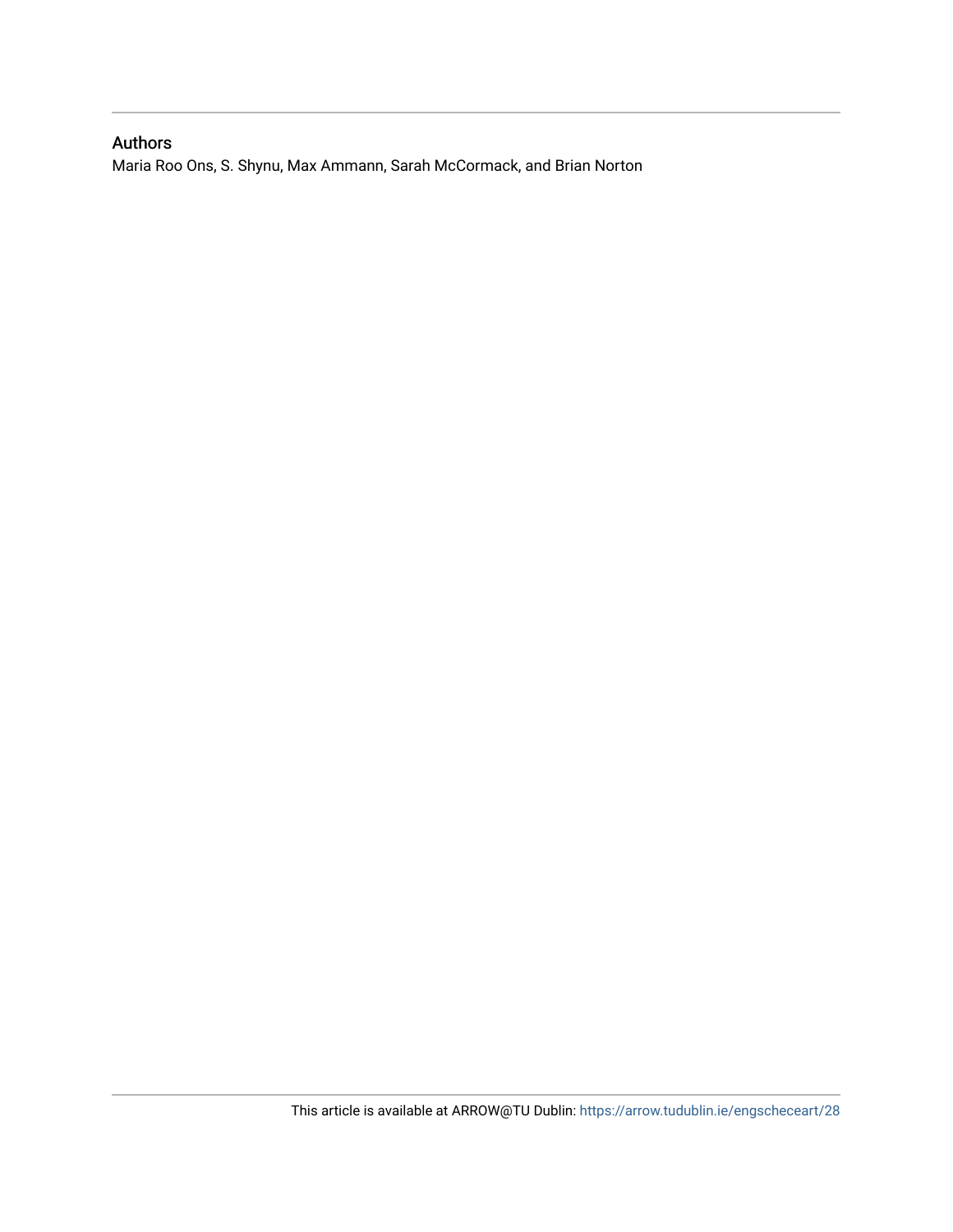## Authors

Maria Roo Ons, S. Shynu, Max Ammann, Sarah McCormack, and Brian Norton

This article is available at ARROW@TU Dublin: https://arrow.tudublin.ie/engscheceart/28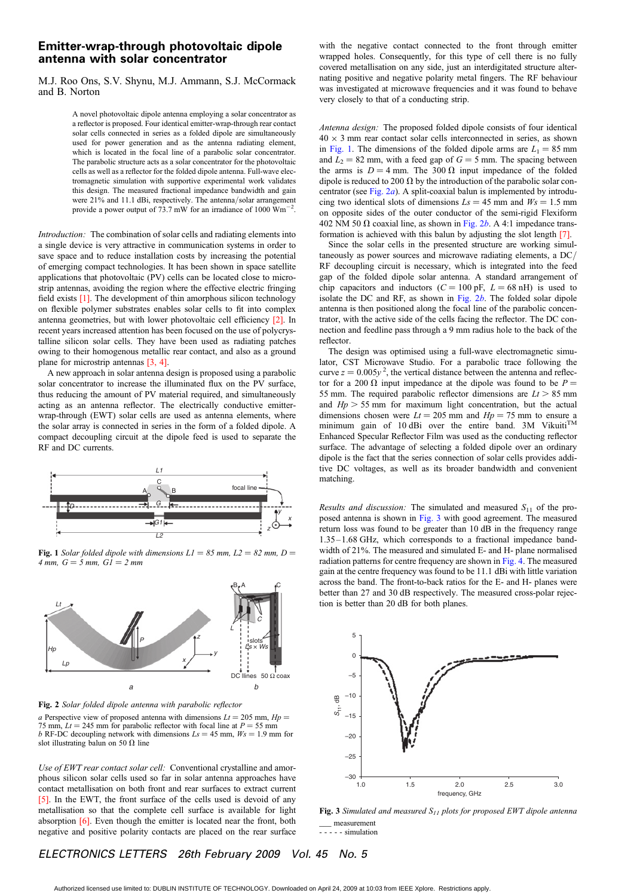# Emitter-wrap-through photovoltaic dipole antenna with solar concentrator

M.J. Roo Ons, S.V. Shynu, M.J. Ammann, S.J. McCormack and B. Norton

A novel photovoltaic dipole antenna employing a solar concentrator as a reflector is proposed. Four identical emitter-wrap-through rear contact solar cells connected in series as a folded dipole are simultaneously used for power generation and as the antenna radiating element, which is located in the focal line of a parabolic solar concentrator. The parabolic structure acts as a solar concentrator for the photovoltaic cells as well as a reflector for the folded dipole antenna. Full-wave electromagnetic simulation with supportive experimental work validates this design. The measured fractional impedance bandwidth and gain were 21% and 11.1 dBi, respectively. The antenna/solar arrangement provide a power output of 73.7 mW for an irradiance of 1000 $Wm^{-2}$.

*Introduction:* The combination of solar cells and radiating elements into a single device is very attractive in communication systems in order to save space and to reduce installation costs by increasing the potential of emerging compact technologies. It has been shown in space satellite applications that photovoltaic (PV) cells can be located close to microstrip antennas, avoiding the region where the effective electric fringing field exists [1]. The development of thin amorphous silicon technology on flexible polymer substrates enables solar cells to fit into complex antenna geometries, but with lower photovoltaic cell efficiency [2]. In recent years increased attention has been focused on the use of polycrystalline silicon solar cells. They have been used as radiating patches owing to their homogenous metallic rear contact, and also as a ground plane for microstrip antennas [3, 4].

A new approach in solar antenna design is proposed using a parabolic solar concentrator to increase the illuminated flux on the PV surface, thus reducing the amount of PV material required, and simultaneously acting as an antenna reflector. The electrically conductive emitter-wrap-through (EWT) solar cells are used as antenna elements, where the solar array is connected in series in the form of a folded dipole. A compact decoupling circuit at the dipole feed is used to separate the RF and DC currents.

**Fig. 1** *Solar folded dipole with dimensions L1 = 85 mm, L2 = 82 mm, D = 4 mm, G = 5 mm, G1 = 2 mm*

**Fig. 2** *Solar folded dipole antenna with parabolic reflector*

*a* Perspective view of proposed antenna with dimensions *Lt* = 205 mm, *Hp* = 75 mm, *Lt* = 245 mm for parabolic reflector with focal line at *P* = 55 mm
*b* RF-DC decoupling network with dimensions *Ls* = 45 mm, *Ws* = 1.9 mm for slot illustrating balun on 50 Ω line

*Use of EWT rear contact solar cell:* Conventional crystalline and amorphous silicon solar cells used so far in solar antenna approaches have contact metallisation on both front and rear surfaces to extract current [5]. In the EWT, the front surface of the cells used is devoid of any metallisation so that the complete cell surface is available for light absorption [6]. Even though the emitter is located near the front, both negative and positive polarity contacts are placed on the rear surface with the negative contact connected to the front through emitter wrapped holes. Consequently, for this type of cell there is no fully covered metallisation on any side, just an interdigitated structure alternating positive and negative polarity metal fingers. The RF behaviour was investigated at microwave frequencies and it was found to behave very closely to that of a conducting strip.

*Antenna design:* The proposed folded dipole consists of four identical 40 × 3 mm rear contact solar cells interconnected in series, as shown in Fig. 1. The dimensions of the folded dipole arms are $L_1 = 85$ mm and $L_2 = 82$ mm, with a feed gap of $G = 5$ mm. The spacing between the arms is $D = 4$ mm. The 300 Ω input impedance of the folded dipole is reduced to 200 Ω by the introduction of the parabolic solar concentrator (see Fig. 2*a*). A split-coaxial balun is implemented by introducing two identical slots of dimensions $Ls = 45$ mm and $Ws = 1.5$ mm on opposite sides of the outer conductor of the semi-rigid Flexiform 402 NM 50 Ω coaxial line, as shown in Fig. 2*b*. A 4:1 impedance transformation is achieved with this balun by adjusting the slot length [7].

Since the solar cells in the presented structure are working simultaneously as power sources and microwave radiating elements, a DC/RF decoupling circuit is necessary, which is integrated into the feed gap of the folded dipole solar antenna. A standard arrangement of chip capacitors and inductors ($C = 100$ pF, $L = 68$ nH) is used to isolate the DC and RF, as shown in Fig. 2*b*. The folded solar dipole antenna is then positioned along the focal line of the parabolic concentrator, with the active side of the cells facing the reflector. The DC connection and feedline pass through a 9 mm radius hole to the back of the reflector.

The design was optimised using a full-wave electromagnetic simulator, CST Microwave Studio. For a parabolic trace following the curve $z = 0.005y^2$, the vertical distance between the antenna and reflector for a 200 Ω input impedance at the dipole was found to be $P = 55$ mm. The required parabolic reflector dimensions are $Lt > 85$ mm and $Hp > 55$ mm for maximum light concentration, but the actual dimensions chosen were $Lt = 205$ mm and $Hp = 75$ mm to ensure a minimum gain of 10 dBi over the entire band. 3M Vikuiti™ Enhanced Specular Reflector Film was used as the conducting reflector surface. The advantage of selecting a folded dipole over an ordinary dipole is the fact that the series connection of solar cells provides additive DC voltages, as well as its broader bandwidth and convenient matching.

*Results and discussion:* The simulated and measured $S_{11}$ of the proposed antenna is shown in Fig. 3 with good agreement. The measured return loss was found to be greater than 10 dB in the frequency range 1.35–1.68 GHz, which corresponds to a fractional impedance bandwidth of 21%. The measured and simulated E- and H- plane normalised radiation patterns for centre frequency are shown in Fig. 4. The measured gain at the centre frequency was found to be 11.1 dBi with little variation across the band. The front-to-back ratios for the E- and H- planes were better than 27 and 30 dB respectively. The measured cross-polar rejection is better than 20 dB for both planes.

**Fig. 3** *Simulated and measured $S_{11}$ plots for proposed EWT dipole antenna*

___ measurement
- - - - - simulation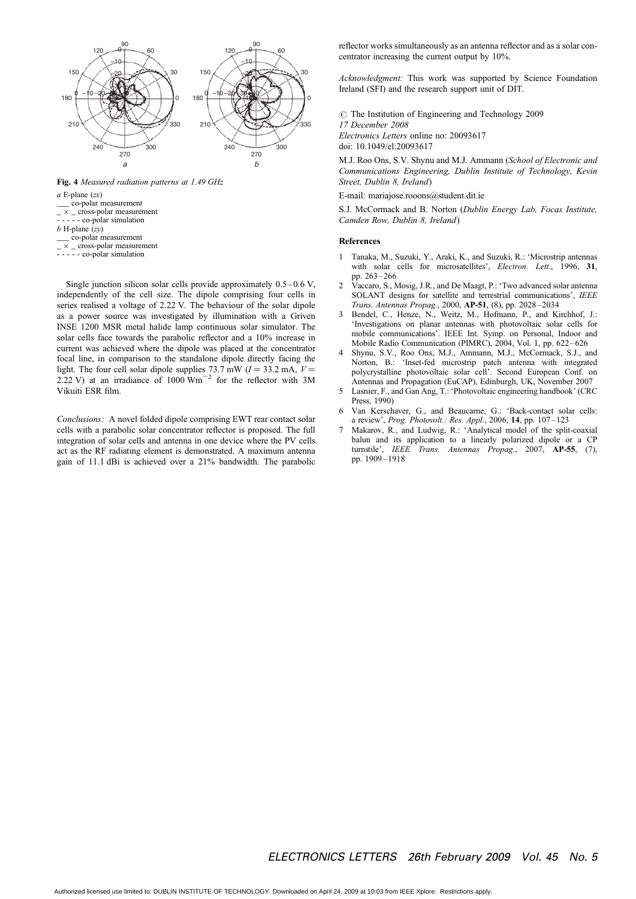90
120
60
150
30
180
0
210
330
240
300
270
a

90
120
60
150
30
180
0
210
330
240
300
270
b

**Fig. 4** *Measured radiation patterns at 1.49 GHz*

*a* E-plane (*zx*)
___ co-polar measurement
_ × _ cross-polar measurement
- - - - - co-polar simulation
*b* H-plane (*zy*)
___ co-polar measurement
_ × _ cross-polar measurement
- - - - - co-polar simulation

Single junction silicon solar cells provide approximately 0.5–0.6 V, independently of the cell size. The dipole comprising four cells in series realised a voltage of 2.22 V. The behaviour of the solar dipole as a power source was investigated by illumination with a Griven INSE 1200 MSR metal halide lamp continuous solar simulator. The solar cells face towards the parabolic reflector and a 10% increase in current was achieved where the dipole was placed at the concentrator focal line, in comparison to the standalone dipole directly facing the light. The four cell solar dipole supplies 73.7 mW ($I = 33.2$ mA, $V = 2.22$ V) at an irradiance of 1000 $\text{Wm}^{-2}$ for the reflector with 3M Vikuiti ESR film.

*Conclusions:* A novel folded dipole comprising EWT rear contact solar cells with a parabolic solar concentrator reflector is proposed. The full integration of solar cells and antenna in one device where the PV cells act as the RF radiating element is demonstrated. A maximum antenna gain of 11.1 dBi is achieved over a 21% bandwidth. The parabolic reflector works simultaneously as an antenna reflector and as a solar concentrator increasing the current output by 10%.

*Acknowledgment:* This work was supported by Science Foundation Ireland (SFI) and the research support unit of DIT.

© The Institution of Engineering and Technology 2009
*17 December 2008*
*Electronics Letters* online no: 20093617
doi: 10.1049/el:20093617

M.J. Roo Ons, S.V. Shynu and M.J. Ammann (*School of Electronic and Communications Engineering, Dublin Institute of Technology, Kevin Street, Dublin 8, Ireland*)

E-mail: mariajose.rooons@student.dit.ie

S.J. McCormack and B. Norton (*Dublin Energy Lab, Focas Institute, Camden Row, Dublin 8, Ireland*)

## References

1. Tanaka, M., Suzuki, Y., Araki, K., and Suzuki, R.: 'Microstrip antennas with solar cells for microsatellites', *Electron. Lett.*, 1996, **31**, pp. 263–266
2. Vaccaro, S., Mosig, J.R., and De Maagt, P.: 'Two advanced solar antenna SOLANT designs for satellite and terrestrial communications', *IEEE Trans. Antennas Propag.*, 2000, **AP-51**, (8), pp. 2028–2034
3. Bendel, C., Henze, N., Weitz, M., Hofmann, P., and Kirchhof, J.: 'Investigations on planar antennas with photovoltaic solar cells for mobile communications'. IEEE Int. Symp. on Personal, Indoor and Mobile Radio Communication (PIMRC), 2004, Vol. 1, pp. 622–626
4. Shynu, S.V., Roo Ons, M.J., Ammann, M.J., McCormack, S.J., and Norton, B.: 'Inset-fed microstrip patch antenna with integrated polycrystalline photovoltaic solar cell'. Second European Conf. on Antennas and Propagation (EuCAP), Edinburgh, UK, November 2007
5. Lasnier, F., and Gan Ang, T.: 'Photovoltaic engineering handbook' (CRC Press, 1990)
6. Van Kerschaver, G., and Beaucarne, G.: 'Back-contact solar cells: a review', *Prog. Photovolt.: Res. Appl.*, 2006, **14**, pp. 107–123
7. Makarov, R., and Ludwig, R.: 'Analytical model of the split-coaxial balun and its application to a linearly polarized dipole or a CP turnstile', *IEEE Trans. Antennas Propag.*, 2007, **AP-55**, (7), pp. 1909–1918